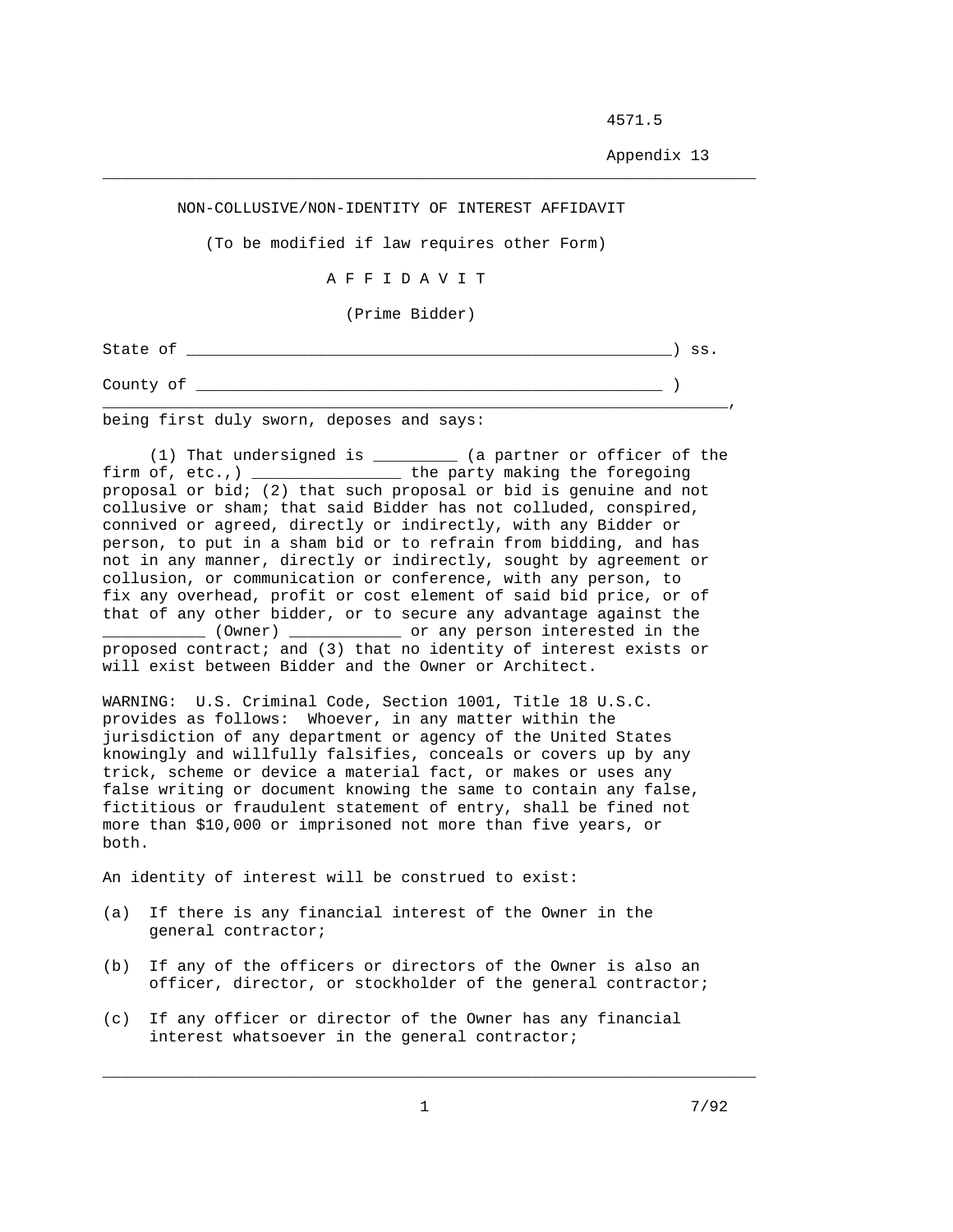4571.5

Appendix 13

# NON-COLLUSIVE/NON-IDENTITY OF INTEREST AFFIDAVIT

(To be modified if law requires other Form)

## A F F I D A V I T

(Prime Bidder)

State of _____________________________________________________) ss.

County of ____________________________________________________ )

_________________________________________________________________,
being first duly sworn, deposes and says:

(1) That undersigned is _________ (a partner or officer of the firm of, etc.,) ________________ the party making the foregoing proposal or bid; (2) that such proposal or bid is genuine and not collusive or sham; that said Bidder has not colluded, conspired, connived or agreed, directly or indirectly, with any Bidder or person, to put in a sham bid or to refrain from bidding, and has not in any manner, directly or indirectly, sought by agreement or collusion, or communication or conference, with any person, to fix any overhead, profit or cost element of said bid price, or of that of any other bidder, or to secure any advantage against the ___________ (Owner) ____________ or any person interested in the proposed contract; and (3) that no identity of interest exists or will exist between Bidder and the Owner or Architect.

WARNING: U.S. Criminal Code, Section 1001, Title 18 U.S.C. provides as follows: Whoever, in any matter within the jurisdiction of any department or agency of the United States knowingly and willfully falsifies, conceals or covers up by any trick, scheme or device a material fact, or makes or uses any false writing or document knowing the same to contain any false, fictitious or fraudulent statement of entry, shall be fined not more than $10,000 or imprisoned not more than five years, or both.

An identity of interest will be construed to exist:

(a) If there is any financial interest of the Owner in the general contractor;

(b) If any of the officers or directors of the Owner is also an officer, director, or stockholder of the general contractor;

(c) If any officer or director of the Owner has any financial interest whatsoever in the general contractor;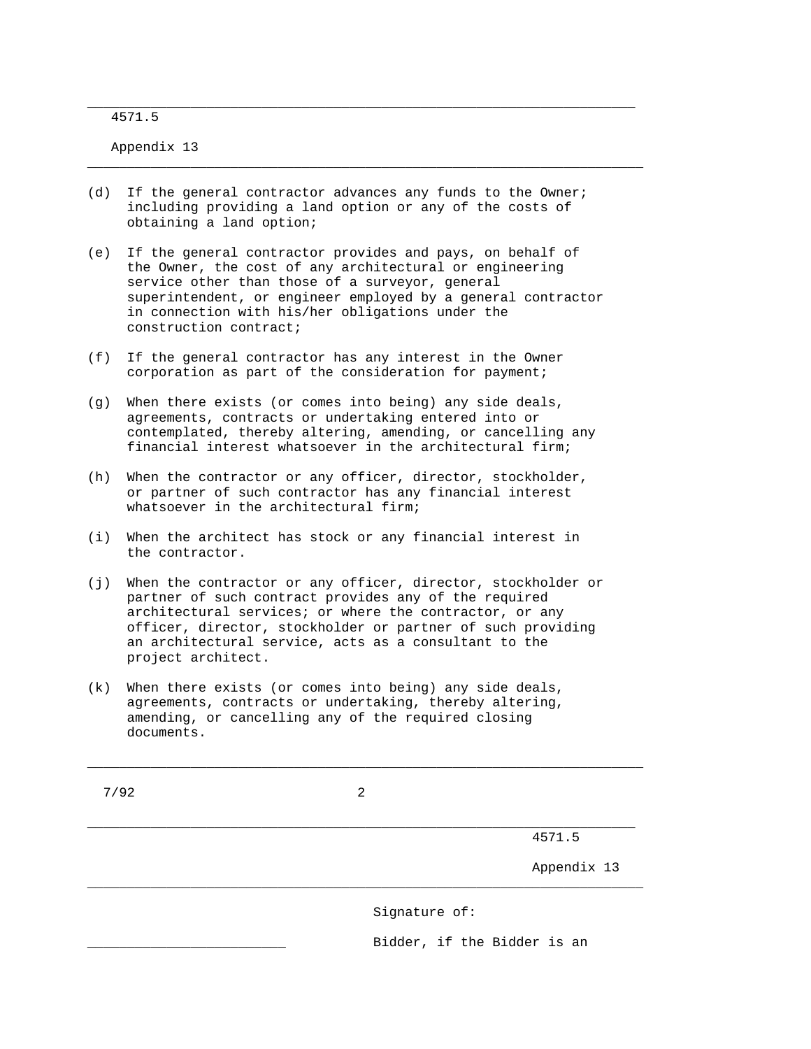(d) If the general contractor advances any funds to the Owner; including providing a land option or any of the costs of obtaining a land option;

(e) If the general contractor provides and pays, on behalf of the Owner, the cost of any architectural or engineering service other than those of a surveyor, general superintendent, or engineer employed by a general contractor in connection with his/her obligations under the construction contract;

(f) If the general contractor has any interest in the Owner corporation as part of the consideration for payment;

(g) When there exists (or comes into being) any side deals, agreements, contracts or undertaking entered into or contemplated, thereby altering, amending, or cancelling any financial interest whatsoever in the architectural firm;

(h) When the contractor or any officer, director, stockholder, or partner of such contractor has any financial interest whatsoever in the architectural firm;

(i) When the architect has stock or any financial interest in the contractor.

(j) When the contractor or any officer, director, stockholder or partner of such contract provides any of the required architectural services; or where the contractor, or any officer, director, stockholder or partner of such providing an architectural service, acts as a consultant to the project architect.

(k) When there exists (or comes into being) any side deals, agreements, contracts or undertaking, thereby altering, amending, or cancelling any of the required closing documents.

Signature of:

_________________________ Bidder, if the Bidder is an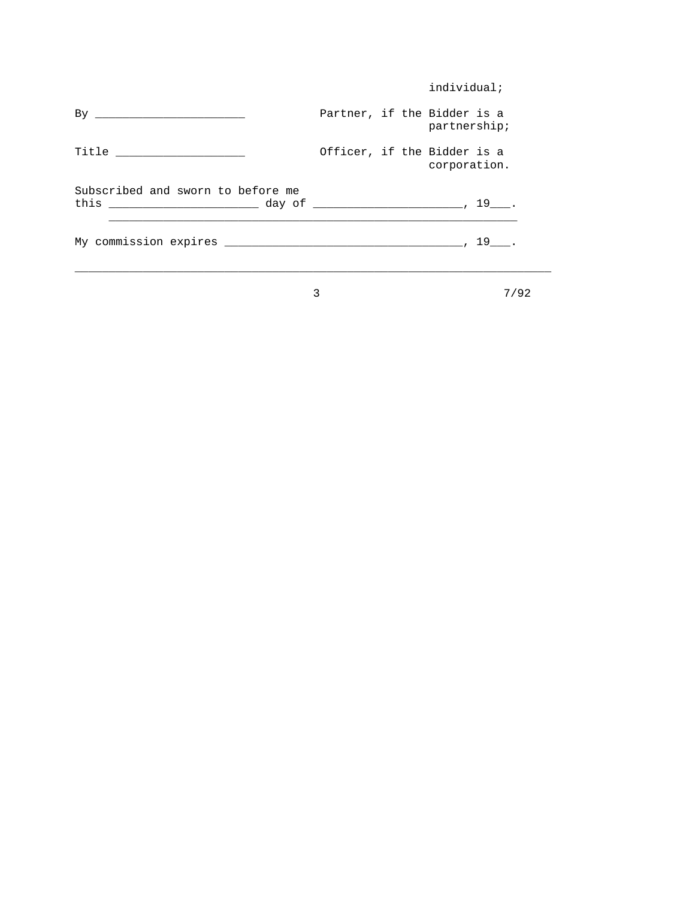individual;

By ______________________ Partner, if the Bidder is a partnership;

Title ___________________ Officer, if the Bidder is a corporation.

Subscribed and sworn to before me
this ______________________ day of ______________________, 19___.

______________________________________________________________

My commission expires ___________________________________, 19___.

______________________________________________________________________

7/92